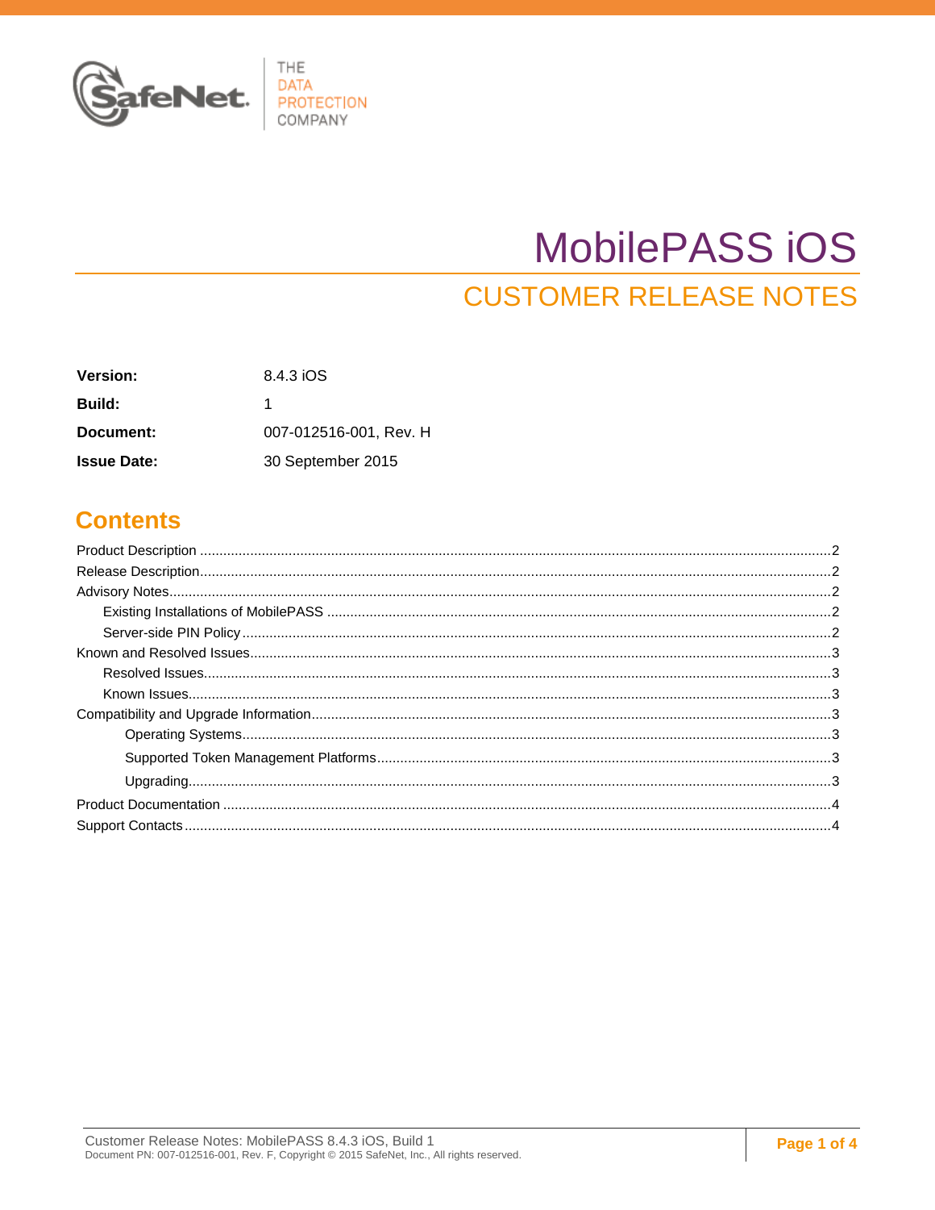# MobilePASS iOS

## CUSTOMER RELEASE NOTES

| | |
|---|---|
| **Version:** | 8.4.3 iOS |
| **Build:** | 1 |
| **Document:** | 007-012516-001, Rev. H |
| **Issue Date:** | 30 September 2015 |

## Contents

- Product Description ..... 2
- Release Description ..... 2
- Advisory Notes ..... 2
  - Existing Installations of MobilePASS ..... 2
  - Server-side PIN Policy ..... 2
- Known and Resolved Issues ..... 3
  - Resolved Issues ..... 3
  - Known Issues ..... 3
- Compatibility and Upgrade Information ..... 3
  - Operating Systems ..... 3
  - Supported Token Management Platforms ..... 3
  - Upgrading ..... 3
- Product Documentation ..... 4
- Support Contacts ..... 4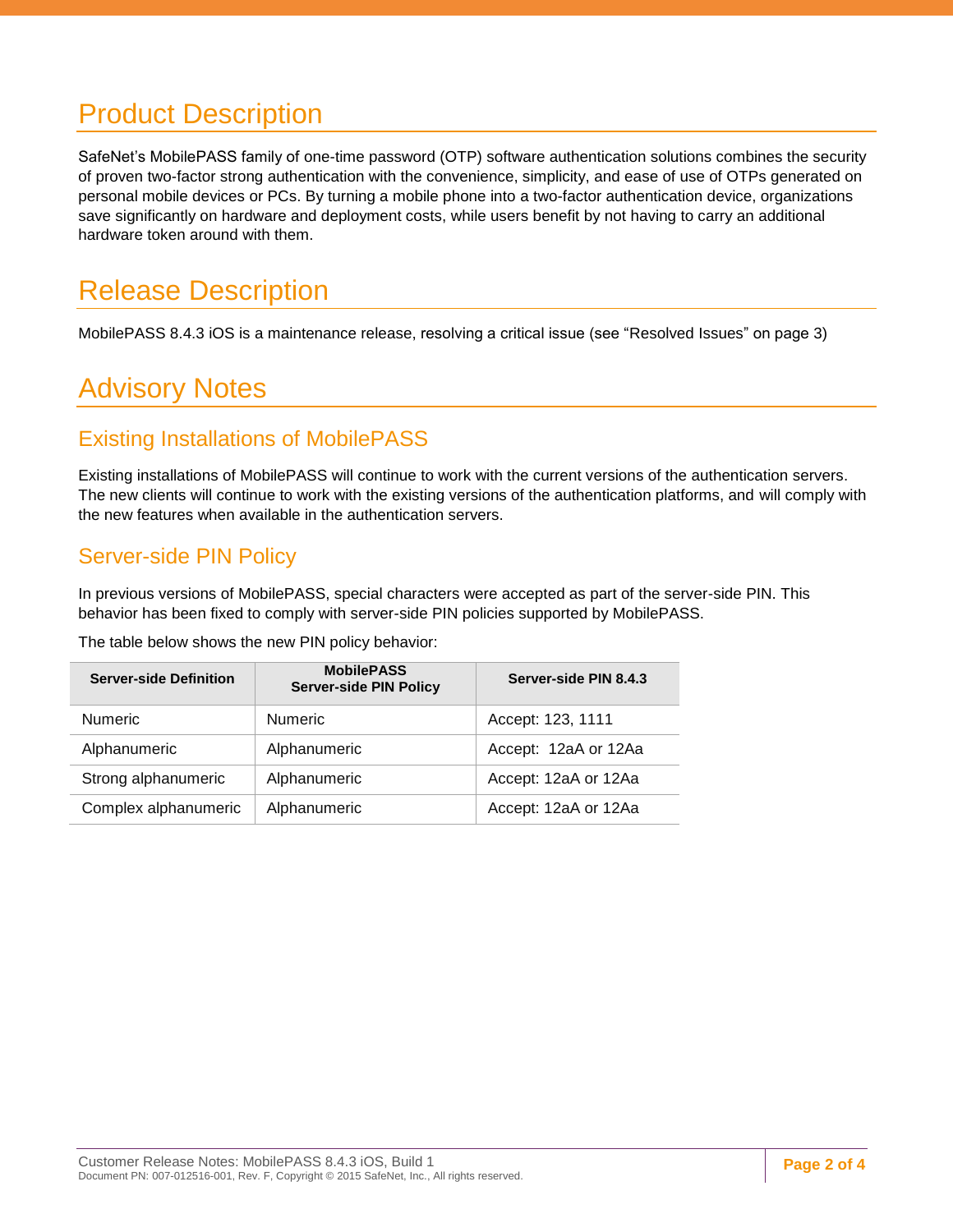# Product Description

SafeNet's MobilePASS family of one-time password (OTP) software authentication solutions combines the security of proven two-factor strong authentication with the convenience, simplicity, and ease of use of OTPs generated on personal mobile devices or PCs. By turning a mobile phone into a two-factor authentication device, organizations save significantly on hardware and deployment costs, while users benefit by not having to carry an additional hardware token around with them.

# Release Description

MobilePASS 8.4.3 iOS is a maintenance release, resolving a critical issue (see "Resolved Issues" on page 3)

# Advisory Notes

## Existing Installations of MobilePASS

Existing installations of MobilePASS will continue to work with the current versions of the authentication servers. The new clients will continue to work with the existing versions of the authentication platforms, and will comply with the new features when available in the authentication servers.

## Server-side PIN Policy

In previous versions of MobilePASS, special characters were accepted as part of the server-side PIN. This behavior has been fixed to comply with server-side PIN policies supported by MobilePASS.

The table below shows the new PIN policy behavior:

| Server-side Definition | MobilePASS Server-side PIN Policy | Server-side PIN 8.4.3 |
|---|---|---|
| Numeric | Numeric | Accept: 123, 1111 |
| Alphanumeric | Alphanumeric | Accept: 12aA or 12Aa |
| Strong alphanumeric | Alphanumeric | Accept: 12aA or 12Aa |
| Complex alphanumeric | Alphanumeric | Accept: 12aA or 12Aa |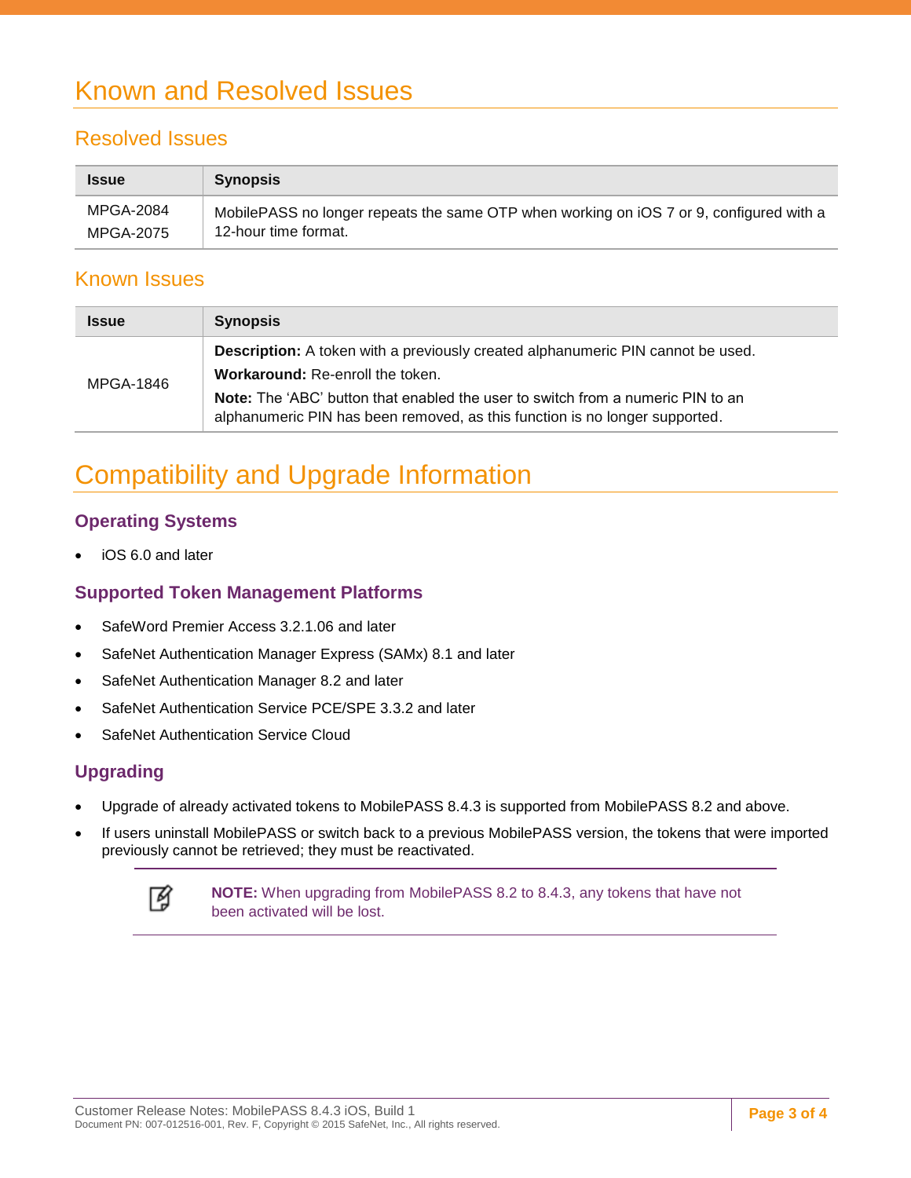# Known and Resolved Issues

## Resolved Issues

| Issue | Synopsis |
| --- | --- |
| MPGA-2084<br>MPGA-2075 | MobilePASS no longer repeats the same OTP when working on iOS 7 or 9, configured with a 12-hour time format. |

## Known Issues

| Issue | Synopsis |
| --- | --- |
| MPGA-1846 | **Description:** A token with a previously created alphanumeric PIN cannot be used.<br>**Workaround:** Re-enroll the token.<br>**Note:** The 'ABC' button that enabled the user to switch from a numeric PIN to an alphanumeric PIN has been removed, as this function is no longer supported. |

# Compatibility and Upgrade Information

### Operating Systems

- iOS 6.0 and later

### Supported Token Management Platforms

- SafeWord Premier Access 3.2.1.06 and later
- SafeNet Authentication Manager Express (SAMx) 8.1 and later
- SafeNet Authentication Manager 8.2 and later
- SafeNet Authentication Service PCE/SPE 3.3.2 and later
- SafeNet Authentication Service Cloud

### Upgrading

- Upgrade of already activated tokens to MobilePASS 8.4.3 is supported from MobilePASS 8.2 and above.
- If users uninstall MobilePASS or switch back to a previous MobilePASS version, the tokens that were imported previously cannot be retrieved; they must be reactivated.

> **NOTE:** When upgrading from MobilePASS 8.2 to 8.4.3, any tokens that have not been activated will be lost.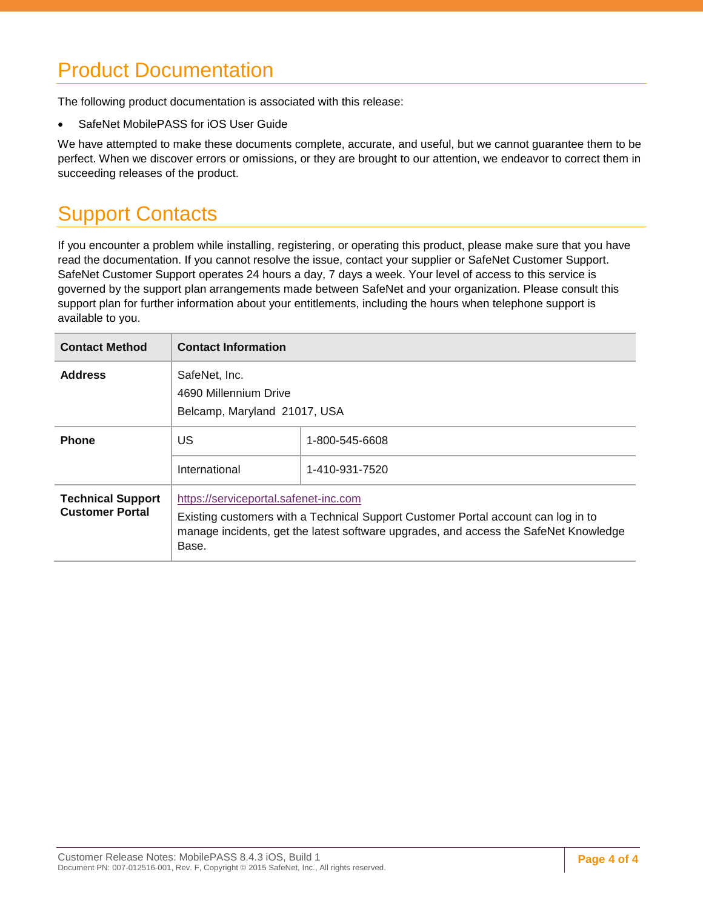# Product Documentation

The following product documentation is associated with this release:

- SafeNet MobilePASS for iOS User Guide

We have attempted to make these documents complete, accurate, and useful, but we cannot guarantee them to be perfect. When we discover errors or omissions, or they are brought to our attention, we endeavor to correct them in succeeding releases of the product.

# Support Contacts

If you encounter a problem while installing, registering, or operating this product, please make sure that you have read the documentation. If you cannot resolve the issue, contact your supplier or SafeNet Customer Support. SafeNet Customer Support operates 24 hours a day, 7 days a week. Your level of access to this service is governed by the support plan arrangements made between SafeNet and your organization. Please consult this support plan for further information about your entitlements, including the hours when telephone support is available to you.

| Contact Method | Contact Information | |
|---|---|---|
| **Address** | SafeNet, Inc.<br>4690 Millennium Drive<br>Belcamp, Maryland 21017, USA | |
| **Phone** | US | 1-800-545-6608 |
| | International | 1-410-931-7520 |
| **Technical Support Customer Portal** | https://serviceportal.safenet-inc.com<br>Existing customers with a Technical Support Customer Portal account can log in to manage incidents, get the latest software upgrades, and access the SafeNet Knowledge Base. | |